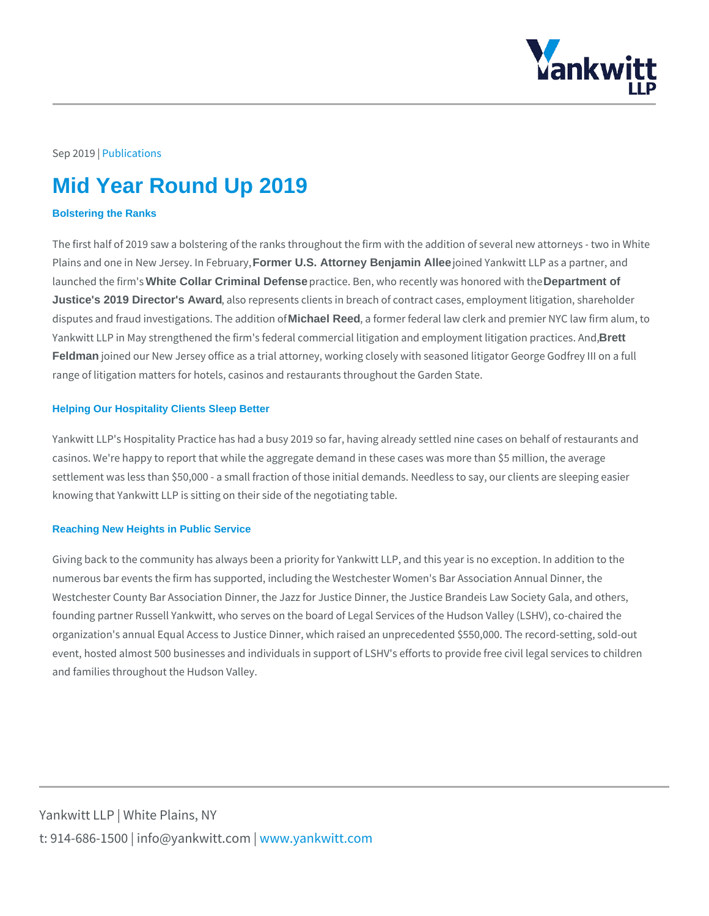Sep 2019 | Publications

# Mid Year Round Up 2019

### Bolstering the Ranks

The first half of 2019 saw a bolstering of the ranks throughout the firm with the addition of several new attorneys - two in White Plains and one in New Jersey. In February, **Former U.S. Attorney Benjamin Allee** joined Yankwitt LLP as a partner, and launched the firm's **White Collar Criminal Defense** practice. Ben, who recently was honored with the **Department of Justice's 2019 Director's Award**, also represents clients in breach of contract cases, employment litigation, shareholder disputes and fraud investigations. The addition of **Michael Reed**, a former federal law clerk and premier NYC law firm alum, to Yankwitt LLP in May strengthened the firm's federal commercial litigation and employment litigation practices. And, **Brett Feldman** joined our New Jersey office as a trial attorney, working closely with seasoned litigator George Godfrey III on a full range of litigation matters for hotels, casinos and restaurants throughout the Garden State.

### Helping Our Hospitality Clients Sleep Better

Yankwitt LLP's Hospitality Practice has had a busy 2019 so far, having already settled nine cases on behalf of restaurants and casinos. We're happy to report that while the aggregate demand in these cases was more than $5 million, the average settlement was less than $50,000 - a small fraction of those initial demands. Needless to say, our clients are sleeping easier knowing that Yankwitt LLP is sitting on their side of the negotiating table.

### Reaching New Heights in Public Service

Giving back to the community has always been a priority for Yankwitt LLP, and this year is no exception. In addition to the numerous bar events the firm has supported, including the Westchester Women's Bar Association Annual Dinner, the Westchester County Bar Association Dinner, the Jazz for Justice Dinner, the Justice Brandeis Law Society Gala, and others, founding partner Russell Yankwitt, who serves on the board of Legal Services of the Hudson Valley (LSHV), co-chaired the organization's annual Equal Access to Justice Dinner, which raised an unprecedented $550,000. The record-setting, sold-out event, hosted almost 500 businesses and individuals in support of LSHV's efforts to provide free civil legal services to children and families throughout the Hudson Valley.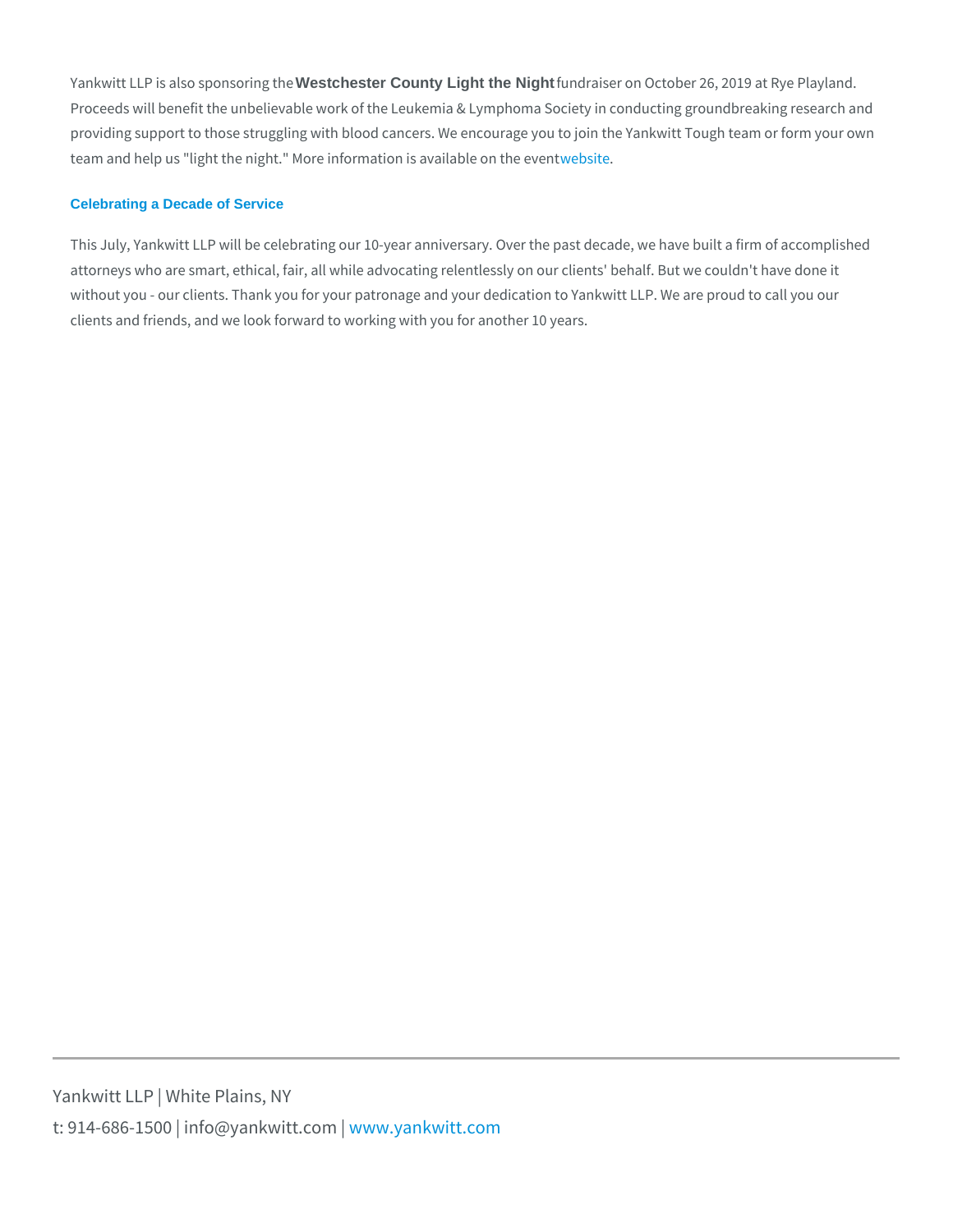Yankwitt LLP is also sponsoring the **Westchester County Light the Night** fundraiser on October 26, 2019 at Rye Playland. Proceeds will benefit the unbelievable work of the Leukemia & Lymphoma Society in conducting groundbreaking research and providing support to those struggling with blood cancers. We encourage you to join the Yankwitt Tough team or form your own team and help us "light the night." More information is available on the event website.

### Celebrating a Decade of Service

This July, Yankwitt LLP will be celebrating our 10-year anniversary. Over the past decade, we have built a firm of accomplished attorneys who are smart, ethical, fair, all while advocating relentlessly on our clients' behalf. But we couldn't have done it without you - our clients. Thank you for your patronage and your dedication to Yankwitt LLP. We are proud to call you our clients and friends, and we look forward to working with you for another 10 years.

---

Yankwitt LLP | White Plains, NY

t: 914-686-1500 | info@yankwitt.com | www.yankwitt.com